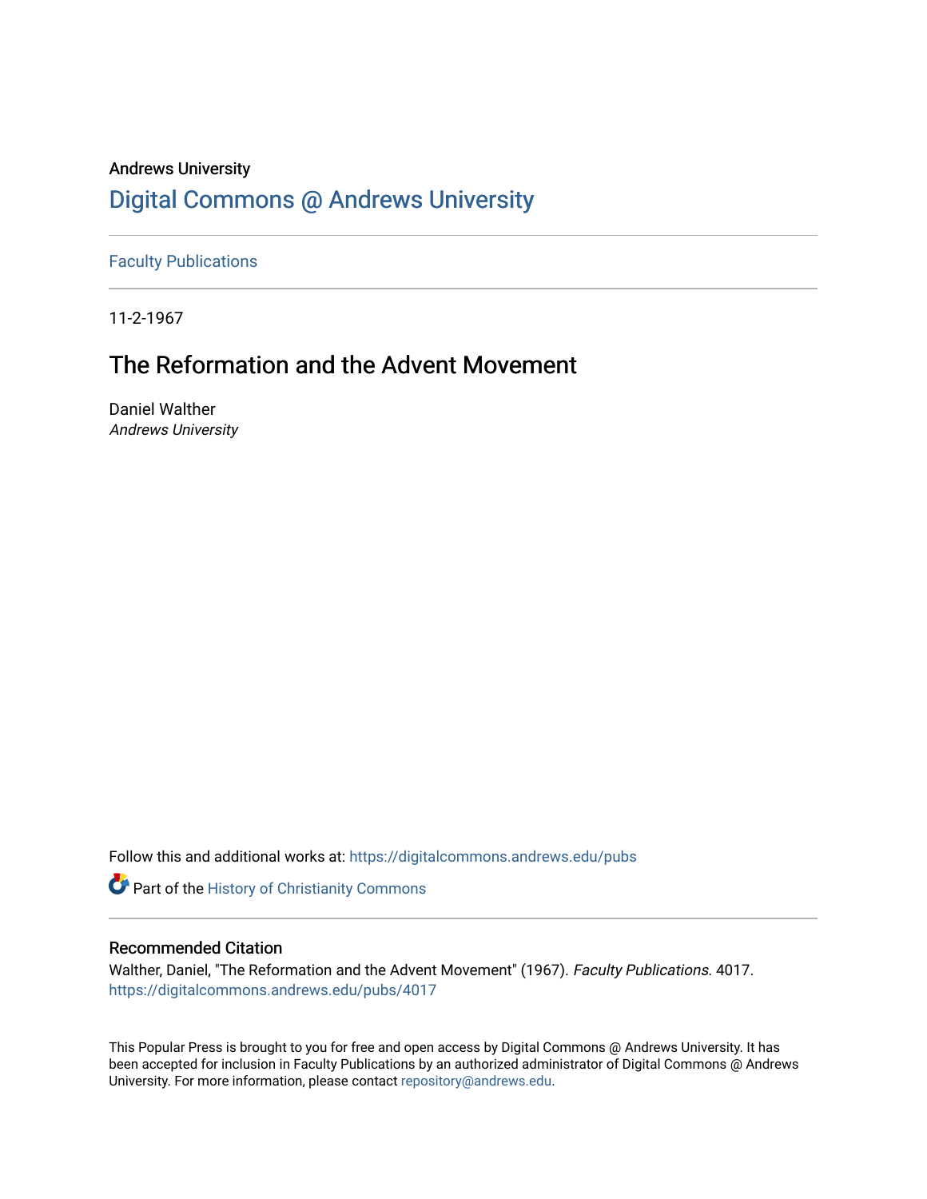Andrews University

# Digital Commons @ Andrews University

Faculty Publications

11-2-1967

## The Reformation and the Advent Movement

Daniel Walther
*Andrews University*

Follow this and additional works at: https://digitalcommons.andrews.edu/pubs

Part of the History of Christianity Commons

### Recommended Citation

Walther, Daniel, "The Reformation and the Advent Movement" (1967). *Faculty Publications*. 4017.
https://digitalcommons.andrews.edu/pubs/4017

This Popular Press is brought to you for free and open access by Digital Commons @ Andrews University. It has been accepted for inclusion in Faculty Publications by an authorized administrator of Digital Commons @ Andrews University. For more information, please contact repository@andrews.edu.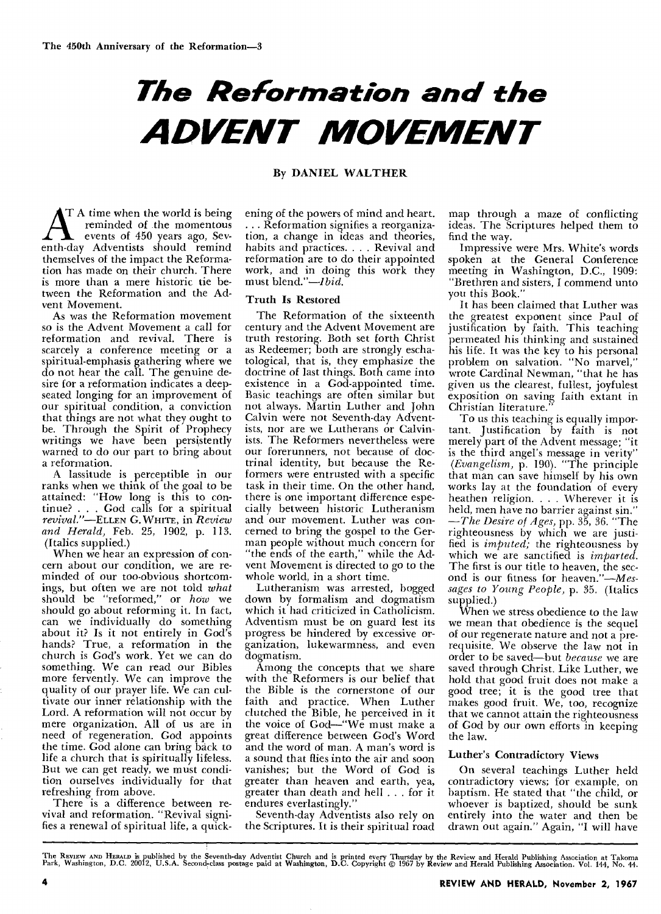# *The Reformation and the* ADVENT MOVEMENT

By DANIEL WALTHER

At a time when the world is being reminded of the momentous events of 450 years ago, Seventh-day Adventists should remind themselves of the impact the Reformation has made on their church. There is more than a mere historic tie between the Reformation and the Advent Movement.

As was the Reformation movement so is the Advent Movement a call for reformation and revival. There is scarcely a conference meeting or a spiritual-emphasis gathering where we do not hear the call. The genuine desire for a reformation indicates a deep-seated longing for an improvement of our spiritual condition, a conviction that things are not what they ought to be. Through the Spirit of Prophecy writings we have been persistently warned to do our part to bring about a reformation.

A lassitude is perceptible in our ranks when we think of the goal to be attained: "How long is this to continue? . . . God calls for a spiritual *revival*."—ELLEN G. WHITE, in *Review and Herald*, Feb. 25, 1902, p. 113. (Italics supplied.)

When we hear an expression of concern about our condition, we are reminded of our too-obvious shortcomings, but often we are not told *what* should be "reformed," or *how* we should go about reforming it. In fact, can we individually do something about it? Is it not entirely in God's hands? True, a reformation in the church is God's work. Yet we can do something. We can read our Bibles more fervently. We can improve the quality of our prayer life. We can cultivate our inner relationship with the Lord. A reformation will not occur by mere organization. All of us are in need of regeneration. God appoints the time. God alone can bring back to life a church that is spiritually lifeless. But we can get ready, we must condition ourselves individually for that refreshing from above.

There is a difference between revival and reformation. "Revival signifies a renewal of spiritual life, a quickening of the powers of mind and heart. . . . Reformation signifies a reorganization, a change in ideas and theories, habits and practices. . . . Revival and reformation are to do their appointed work, and in doing this work they must blend."—*Ibid.*

## Truth Is Restored

The Reformation of the sixteenth century and the Advent Movement are truth restoring. Both set forth Christ as Redeemer; both are strongly eschatological, that is, they emphasize the doctrine of last things. Both came into existence in a God-appointed time. Basic teachings are often similar but not always. Martin Luther and John Calvin were not Seventh-day Adventists, nor are we Lutherans or Calvinists. The Reformers nevertheless were our forerunners, not because of doctrinal identity, but because the Reformers were entrusted with a specific task in their time. On the other hand, there is one important difference especially between historic Lutheranism and our movement. Luther was concerned to bring the gospel to the German people without much concern for "the ends of the earth," while the Advent Movement is directed to go to the whole world, in a short time.

Lutheranism was arrested, bogged down by formalism and dogmatism which it had criticized in Catholicism. Adventism must be on guard lest its progress be hindered by excessive organization, lukewarmness, and even dogmatism.

Among the concepts that we share with the Reformers is our belief that the Bible is the cornerstone of our faith and practice. When Luther clutched the Bible, he perceived in it the voice of God—"We must make a great difference between God's Word and the word of man. A man's word is a sound that flies into the air and soon vanishes; but the Word of God is greater than heaven and earth, yea, greater than death and hell . . . for it endures everlastingly."

Seventh-day Adventists also rely on the Scriptures. It is their spiritual road map through a maze of conflicting ideas. The Scriptures helped them to find the way.

Impressive were Mrs. White's words spoken at the General Conference meeting in Washington, D.C., 1909: "Brethren and sisters, I commend unto you this Book."

It has been claimed that Luther was the greatest exponent since Paul of justification by faith. This teaching permeated his thinking and sustained his life. It was the key to his personal problem on salvation. "No marvel," wrote Cardinal Newman, "that he has given us the clearest, fullest, joyfulest exposition on saving faith extant in Christian literature."

To us this teaching is equally important. Justification by faith is not merely part of the Advent message; "it is the third angel's message in verity" (*Evangelism*, p. 190). "The principle that man can save himself by his own works lay at the foundation of every heathen religion. . . . Wherever it is held, men have no barrier against sin." —*The Desire of Ages*, pp. 35, 36. "The righteousness by which we are justified is *imputed;* the righteousness by which we are sanctified is *imparted.* The first is our title to heaven, the second is our fitness for heaven."—*Messages to Young People*, p. 35. (Italics supplied.)

When we stress obedience to the law we mean that obedience is the sequel of our regenerate nature and not a prerequisite. We observe the law not in order to be saved—but *because* we are saved through Christ. Like Luther, we hold that good fruit does not make a good tree; it is the good tree that makes good fruit. We, too, recognize that we cannot attain the righteousness of God by our own efforts in keeping the law.

## Luther's Contradictory Views

On several teachings Luther held contradictory views; for example, on baptism. He stated that "the child, or whoever is baptized, should be sunk entirely into the water and then be drawn out again." Again, "I will have

The REVIEW AND HERALD is published by the Seventh-day Adventist Church and is printed every Thursday by the Review and Herald Publishing Association at Takoma Park, Washington, D.C. 20012, U.S.A. Second-class postage paid at Washington, D.C. Copyright © 1967 by Review and Herald Publishing Association. Vol. 144, No. 44.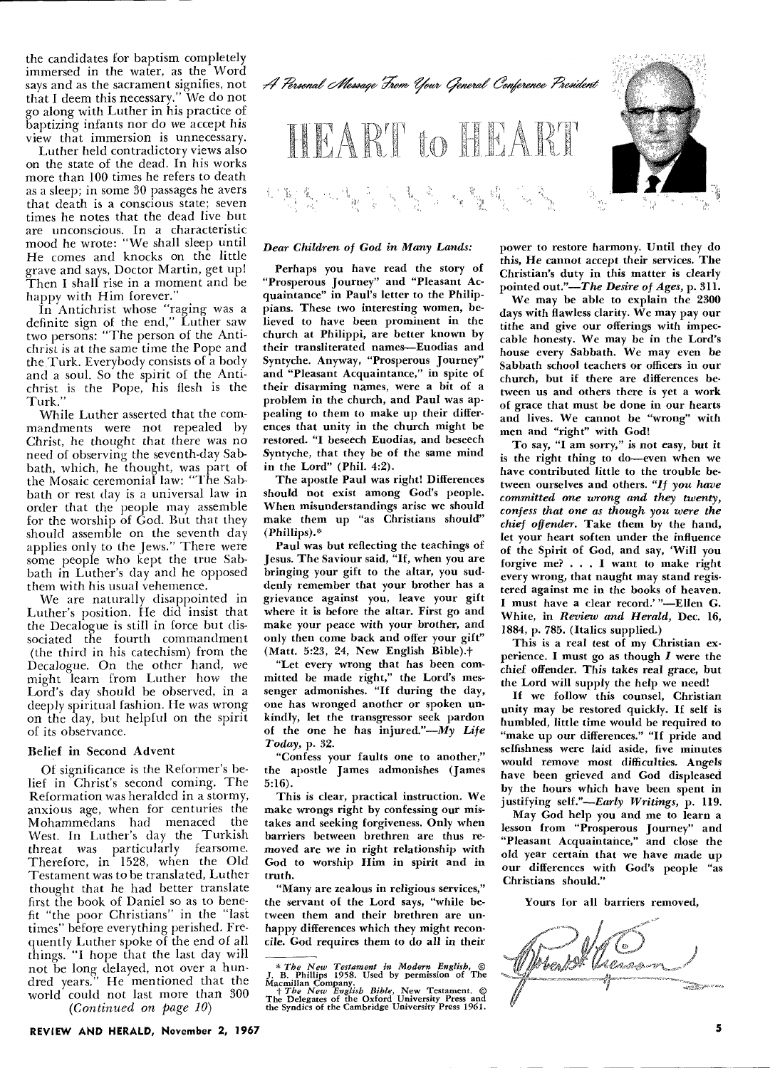the candidates for baptism completely immersed in the water, as the Word says and as the sacrament signifies, not that I deem this necessary." We do not go along with Luther in his practice of baptizing infants nor do we accept his view that immersion is unnecessary.

Luther held contradictory views also on the state of the dead. In his works more than 100 times he refers to death as a sleep; in some 30 passages he avers that death is a conscious state; seven times he notes that the dead live but are unconscious. In a characteristic mood he wrote: "We shall sleep until He comes and knocks on the little grave and says, Doctor Martin, get up! Then I shall rise in a moment and be happy with Him forever."

In Antichrist whose "raging was a definite sign of the end," Luther saw two persons: "The person of the Antichrist is at the same time the Pope and the Turk. Everybody consists of a body and a soul. So the spirit of the Antichrist is the Pope, his flesh is the Turk."

While Luther asserted that the commandments were not repealed by Christ, he thought that there was no need of observing the seventh-day Sabbath, which, he thought, was part of the Mosaic ceremonial law: "The Sabbath or rest day is a universal law in order that the people may assemble for the worship of God. But that they should assemble on the seventh day applies only to the Jews." There were some people who kept the true Sabbath in Luther's day and he opposed them with his usual vehemence.

We are naturally disappointed in Luther's position. He did insist that the Decalogue is still in force but dissociated the fourth commandment (the third in his catechism) from the Decalogue. On the other hand, we might learn from Luther how the Lord's day should be observed, in a deeply spiritual fashion. He was wrong on the day, but helpful on the spirit of its observance.

### Belief in Second Advent

Of significance is the Reformer's belief in Christ's second coming. The Reformation was heralded in a stormy, anxious age, when for centuries the Mohammedans had menaced the West. In Luther's day the Turkish threat was particularly fearsome. Therefore, in 1528, when the Old Testament was to be translated, Luther thought that he had better translate first the book of Daniel so as to benefit "the poor Christians" in the "last times" before everything perished. Frequently Luther spoke of the end of all things. "I hope that the last day will not be long delayed, not over a hundred years." He mentioned that the world could not last more than 300

*(Continued on page 10)*

*A Personal Message From Your General Conference President*

# HEART to HEART

***Dear Children of God in Many Lands:***

Perhaps you have read the story of "Prosperous Journey" and "Pleasant Acquaintance" in Paul's letter to the Philippians. These two interesting women, believed to have been prominent in the church at Philippi, are better known by their transliterated names—Euodias and Syntyche. Anyway, "Prosperous Journey" and "Pleasant Acquaintance," in spite of their disarming names, were a bit of a problem in the church, and Paul was appealing to them to make up their differences that unity in the church might be restored. "I beseech Euodias, and beseech Syntyche, that they be of the same mind in the Lord" (Phil. 4:2).

The apostle Paul was right! Differences should not exist among God's people. When misunderstandings arise we should make them up "as Christians should" (Phillips).*

Paul was but reflecting the teachings of Jesus. The Saviour said, "If, when you are bringing your gift to the altar, you suddenly remember that your brother has a grievance against you, leave your gift where it is before the altar. First go and make your peace with your brother, and only then come back and offer your gift" (Matt. 5:23, 24, New English Bible).†

"Let every wrong that has been committed be made right," the Lord's messenger admonishes. "If during the day, one has wronged another or spoken unkindly, let the transgressor seek pardon of the one he has injured."—*My Life Today*, p. 32.

"Confess your faults one to another," the apostle James admonishes (James 5:16).

This is clear, practical instruction. We make wrongs right by confessing our mistakes and seeking forgiveness. Only when barriers between brethren are thus removed are we in right relationship with God to worship Him in spirit and in truth.

"Many are zealous in religious services," the servant of the Lord says, "while between them and their brethren are unhappy differences which they might reconcile. God requires them to do all in their power to restore harmony. Until they do this, He cannot accept their services. The Christian's duty in this matter is clearly pointed out."—*The Desire of Ages*, p. 311.

We may be able to explain the 2300 days with flawless clarity. We may pay our tithe and give our offerings with impeccable honesty. We may be in the Lord's house every Sabbath. We may even be Sabbath school teachers or officers in our church, but if there are differences between us and others there is yet a work of grace that must be done in our hearts and lives. We cannot be "wrong" with men and "right" with God!

To say, "I am sorry," is not easy, but it is the right thing to do—even when we have contributed little to the trouble between ourselves and others. "*If you have committed one wrong and they twenty, confess that one as though you were the chief offender*. Take them by the hand, let your heart soften under the influence of the Spirit of God, and say, 'Will you forgive me? . . . I want to make right every wrong, that naught may stand registered against me in the books of heaven. I must have a clear record.' "—Ellen G. White, in *Review and Herald*, Dec. 16, 1884, p. 785. (Italics supplied.)

This is a real test of my Christian experience. I must go as though *I* were the chief offender. This takes real grace, but the Lord will supply the help we need!

If we follow this counsel, Christian unity may be restored quickly. If self is humbled, little time would be required to "make up our differences." "If pride and selfishness were laid aside, five minutes would remove most difficulties. Angels have been grieved and God displeased by the hours which have been spent in justifying self."—*Early Writings*, p. 119.

May God help you and me to learn a lesson from "Prosperous Journey" and "Pleasant Acquaintance," and close the old year certain that we have made up our differences with God's people "as Christians should."

Yours for all barriers removed,

Robert H. Pierson

---

\* *The New Testament in Modern English*, © J. B. Phillips 1958. Used by permission of The Macmillan Company.

† *The New English Bible*, New Testament. © The Delegates of the Oxford University Press and the Syndics of the Cambridge University Press 1961.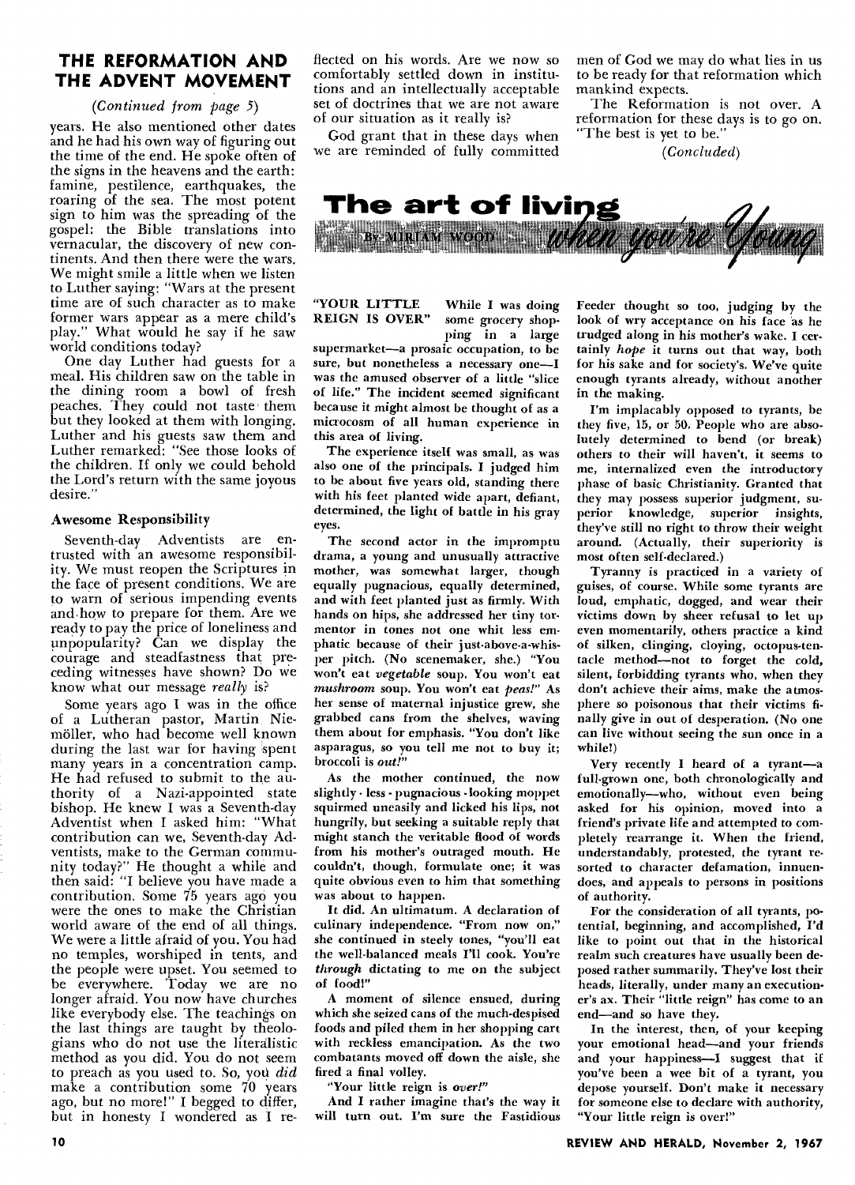## THE REFORMATION AND THE ADVENT MOVEMENT

*(Continued from page 5)*

years. He also mentioned other dates and he had his own way of figuring out the time of the end. He spoke often of the signs in the heavens and the earth: famine, pestilence, earthquakes, the roaring of the sea. The most potent sign to him was the spreading of the gospel: the Bible translations into vernacular, the discovery of new continents. And then there were the wars. We might smile a little when we listen to Luther saying: "Wars at the present time are of such character as to make former wars appear as a mere child's play." What would he say if he saw world conditions today?

One day Luther had guests for a meal. His children saw on the table in the dining room a bowl of fresh peaches. They could not taste them but they looked at them with longing. Luther and his guests saw them and Luther remarked: "See those looks of the children. If only we could behold the Lord's return with the same joyous desire."

### Awesome Responsibility

Seventh-day Adventists are entrusted with an awesome responsibility. We must reopen the Scriptures in the face of present conditions. We are to warn of serious impending events and how to prepare for them. Are we ready to pay the price of loneliness and unpopularity? Can we display the courage and steadfastness that preceding witnesses have shown? Do we know what our message *really* is?

Some years ago I was in the office of a Lutheran pastor, Martin Niemöller, who had become well known during the last war for having spent many years in a concentration camp. He had refused to submit to the authority of a Nazi-appointed state bishop. He knew I was a Seventh-day Adventist when I asked him: "What contribution can we, Seventh-day Adventists, make to the German community today?" He thought a while and then said: "I believe you have made a contribution. Some 75 years ago you were the ones to make the Christian world aware of the end of all things. We were a little afraid of you. You had no temples, worshiped in tents, and the people were upset. You seemed to be everywhere. Today we are no longer afraid. You now have churches like everybody else. The teachings on the last things are taught by theologians who do not use the literalistic method as you did. You do not seem to preach as you used to. So, you *did* make a contribution some 70 years ago, but no more!" I begged to differ, but in honesty I wondered as I reflected on his words. Are we now so comfortably settled down in institutions and an intellectually acceptable set of doctrines that we are not aware of our situation as it really is?

God grant that in these days when we are reminded of fully committed men of God we may do what lies in us to be ready for that reformation which mankind expects.

The Reformation is not over. A reformation for these days is to go on. "The best is yet to be."

*(Concluded)*

# The art of living *when you're Young*

By MIRIAM WOOD

**"YOUR LITTLE REIGN IS OVER"** While I was doing some grocery shopping in a large supermarket—a prosaic occupation, to be sure, but nonetheless a necessary one—I was the amused observer of a little "slice of life." The incident seemed significant because it might almost be thought of as a microcosm of all human experience in this area of living.

The experience itself was small, as was also one of the principals. I judged him to be about five years old, standing there with his feet planted wide apart, defiant, determined, the light of battle in his gray eyes.

The second actor in the impromptu drama, a young and unusually attractive mother, was somewhat larger, though equally pugnacious, equally determined, and with feet planted just as firmly. With hands on hips, she addressed her tiny tormentor in tones not one whit less emphatic because of their just-above-a-whisper pitch. (No scenemaker, she.) "You won't eat *vegetable* soup. You won't eat *mushroom* soup. You won't eat *peas!*" As her sense of maternal injustice grew, she grabbed cans from the shelves, waving them about for emphasis. "You don't like asparagus, so you tell me not to buy it; broccoli is *out!*"

As the mother continued, the now slightly-less-pugnacious-looking moppet squirmed uneasily and licked his lips, not hungrily, but seeking a suitable reply that might stanch the veritable flood of words from his mother's outraged mouth. He couldn't, though, formulate one; it was quite obvious even to him that something was about to happen.

It did. An ultimatum. A declaration of culinary independence. "From now on," she continued in steely tones, "you'll eat the well-balanced meals I'll cook. You're *through* dictating to me on the subject of food!"

A moment of silence ensued, during which she seized cans of the much-despised foods and piled them in her shopping cart with reckless emancipation. As the two combatants moved off down the aisle, she fired a final volley.

"Your little reign is *over!*"

And I rather imagine that's the way it will turn out. I'm sure the Fastidious Feeder thought so too, judging by the look of wry acceptance on his face as he trudged along in his mother's wake. I certainly *hope* it turns out that way, both for his sake and for society's. We've quite enough tyrants already, without another in the making.

I'm implacably opposed to tyrants, be they five, 15, or 50. People who are absolutely determined to bend (or break) others to their will haven't, it seems to me, internalized even the introductory phase of basic Christianity. Granted that they may possess superior judgment, superior knowledge, superior insights, they've still no right to throw their weight around. (Actually, their superiority is most often self-declared.)

Tyranny is practiced in a variety of guises, of course. While some tyrants are loud, emphatic, dogged, and wear their victims down by sheer refusal to let up even momentarily, others practice a kind of silken, clinging, cloying, octopus-tentacle method—not to forget the cold, silent, forbidding tyrants who, when they don't achieve their aims, make the atmosphere so poisonous that their victims finally give in out of desperation. (No one can live without seeing the sun once in a while!)

Very recently I heard of a tyrant—a full-grown one, both chronologically and emotionally—who, without even being asked for his opinion, moved into a friend's private life and attempted to completely rearrange it. When the friend, understandably, protested, the tyrant resorted to character defamation, innuendoes, and appeals to persons in positions of authority.

For the consideration of all tyrants, potential, beginning, and accomplished, I'd like to point out that in the historical realm such creatures have usually been deposed rather summarily. They've lost their heads, literally, under many an executioner's ax. Their "little reign" has come to an end—and so have they.

In the interest, then, of your keeping your emotional head—and your friends and your happiness—I suggest that if you've been a wee bit of a tyrant, you depose yourself. Don't make it necessary for someone else to declare with authority, "Your little reign is over!"